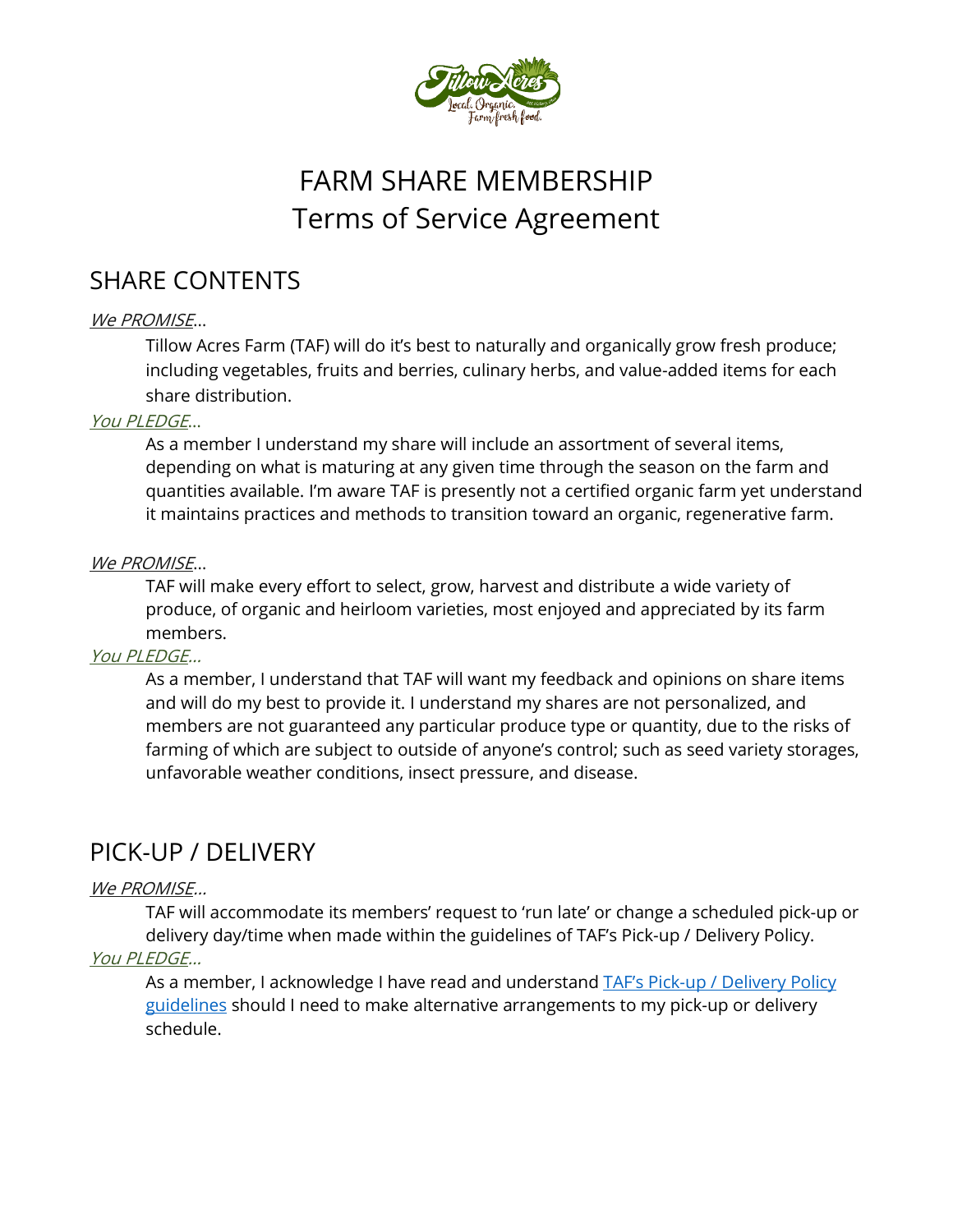# FARM SHARE MEMBERSHIP
# Terms of Service Agreement

## SHARE CONTENTS

*We PROMISE*…

Tillow Acres Farm (TAF) will do it's best to naturally and organically grow fresh produce; including vegetables, fruits and berries, culinary herbs, and value-added items for each share distribution.

*You PLEDGE*…

As a member I understand my share will include an assortment of several items, depending on what is maturing at any given time through the season on the farm and quantities available. I'm aware TAF is presently not a certified organic farm yet understand it maintains practices and methods to transition toward an organic, regenerative farm.

*We PROMISE*…

TAF will make every effort to select, grow, harvest and distribute a wide variety of produce, of organic and heirloom varieties, most enjoyed and appreciated by its farm members.

*You PLEDGE*…

As a member, I understand that TAF will want my feedback and opinions on share items and will do my best to provide it. I understand my shares are not personalized, and members are not guaranteed any particular produce type or quantity, due to the risks of farming of which are subject to outside of anyone's control; such as seed variety storages, unfavorable weather conditions, insect pressure, and disease.

## PICK-UP / DELIVERY

*We PROMISE*…

TAF will accommodate its members' request to 'run late' or change a scheduled pick-up or delivery day/time when made within the guidelines of TAF's Pick-up / Delivery Policy.

*You PLEDGE*…

As a member, I acknowledge I have read and understand TAF's Pick-up / Delivery Policy guidelines should I need to make alternative arrangements to my pick-up or delivery schedule.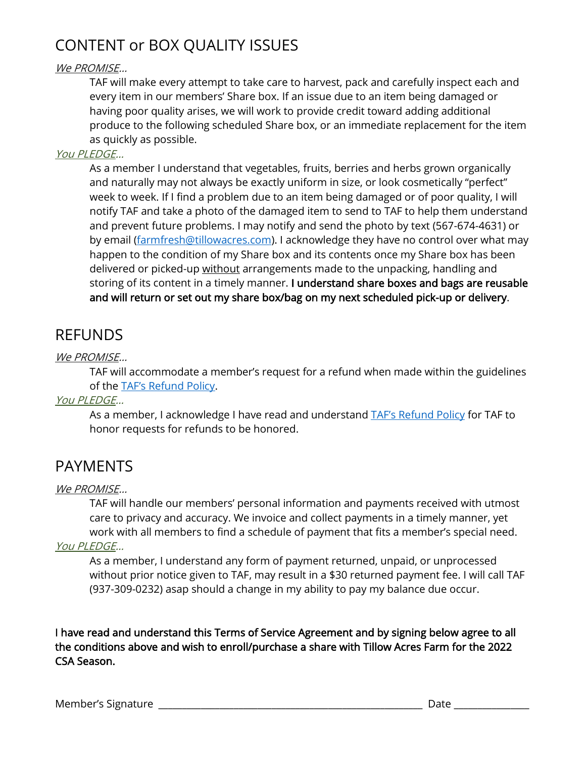## CONTENT or BOX QUALITY ISSUES

*We PROMISE…*

TAF will make every attempt to take care to harvest, pack and carefully inspect each and every item in our members' Share box. If an issue due to an item being damaged or having poor quality arises, we will work to provide credit toward adding additional produce to the following scheduled Share box, or an immediate replacement for the item as quickly as possible.

*You PLEDGE…*

As a member I understand that vegetables, fruits, berries and herbs grown organically and naturally may not always be exactly uniform in size, or look cosmetically "perfect" week to week. If I find a problem due to an item being damaged or of poor quality, I will notify TAF and take a photo of the damaged item to send to TAF to help them understand and prevent future problems. I may notify and send the photo by text (567-674-4631) or by email (farmfresh@tillowacres.com). I acknowledge they have no control over what may happen to the condition of my Share box and its contents once my Share box has been delivered or picked-up without arrangements made to the unpacking, handling and storing of its content in a timely manner. **I understand share boxes and bags are reusable and will return or set out my share box/bag on my next scheduled pick-up or delivery**.

## REFUNDS

*We PROMISE…*

TAF will accommodate a member's request for a refund when made within the guidelines of the TAF's Refund Policy.

*You PLEDGE…*

As a member, I acknowledge I have read and understand TAF's Refund Policy for TAF to honor requests for refunds to be honored.

## PAYMENTS

*We PROMISE…*

TAF will handle our members' personal information and payments received with utmost care to privacy and accuracy. We invoice and collect payments in a timely manner, yet work with all members to find a schedule of payment that fits a member's special need.

*You PLEDGE…*

As a member, I understand any form of payment returned, unpaid, or unprocessed without prior notice given to TAF, may result in a $30 returned payment fee. I will call TAF (937-309-0232) asap should a change in my ability to pay my balance due occur.

**I have read and understand this Terms of Service Agreement and by signing below agree to all the conditions above and wish to enroll/purchase a share with Tillow Acres Farm for the 2022 CSA Season.**

Member's Signature ____________________________________________ Date ______________